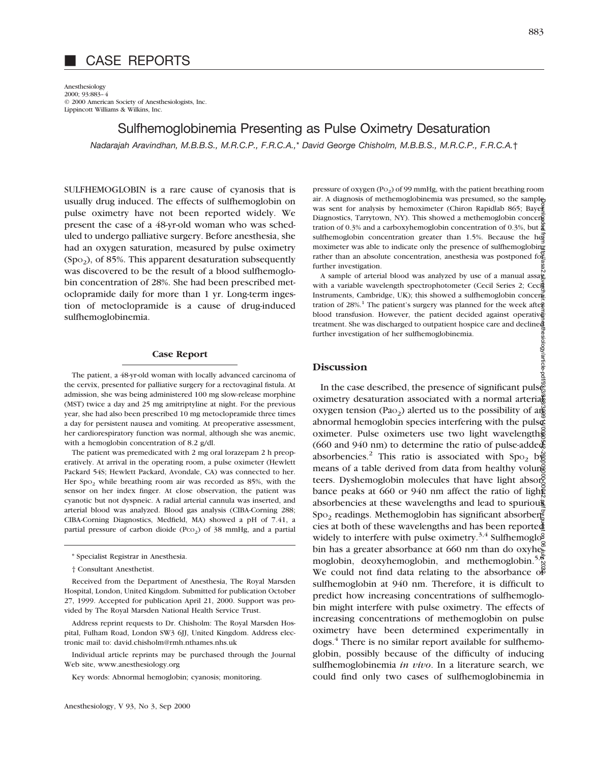# CASE REPORTS

Anesthesiology
2000; 93:883–4
© 2000 American Society of Anesthesiologists, Inc.
Lippincott Williams & Wilkins, Inc.

## Sulfhemoglobinemia Presenting as Pulse Oximetry Desaturation

*Nadarajah Aravindhan, M.B.B.S., M.R.C.P., F.R.C.A.,\* David George Chisholm, M.B.B.S., M.R.C.P., F.R.C.A.†*

SULFHEMOGLOBIN is a rare cause of cyanosis that is usually drug induced. The effects of sulfhemoglobin on pulse oximetry have not been reported widely. We present the case of a 48-yr-old woman who was scheduled to undergo palliative surgery. Before anesthesia, she had an oxygen saturation, measured by pulse oximetry ($Sp_{O_2}$), of 85%. This apparent desaturation subsequently was discovered to be the result of a blood sulfhemoglobin concentration of 28%. She had been prescribed metoclopramide daily for more than 1 yr. Long-term ingestion of metoclopramide is a cause of drug-induced sulfhemoglobinemia.

### Case Report

The patient, a 48-yr-old woman with locally advanced carcinoma of the cervix, presented for palliative surgery for a rectovaginal fistula. At admission, she was being administered 100 mg slow-release morphine (MST) twice a day and 25 mg amitriptyline at night. For the previous year, she had also been prescribed 10 mg metoclopramide three times a day for persistent nausea and vomiting. At preoperative assessment, her cardiorespiratory function was normal, although she was anemic, with a hemoglobin concentration of 8.2 g/dl.

The patient was premedicated with 2 mg oral lorazepam 2 h preoperatively. At arrival in the operating room, a pulse oximeter (Hewlett Packard 54S; Hewlett Packard, Avondale, CA) was connected to her. Her $Sp_{O_2}$ while breathing room air was recorded as 85%, with the sensor on her index finger. At close observation, the patient was cyanotic but not dyspneic. A radial arterial cannula was inserted, and arterial blood was analyzed. Blood gas analysis (CIBA-Corning 288; CIBA-Corning Diagnostics, Medfield, MA) showed a pH of 7.41, a partial pressure of carbon dioide ($P_{CO_2}$) of 38 mmHg, and a partial pressure of oxygen ($P_{O_2}$) of 99 mmHg, with the patient breathing room air. A diagnosis of methemoglobinemia was presumed, so the sample was sent for analysis by hemoximeter (Chiron Rapidlab 865; Bayer Diagnostics, Tarrytown, NY). This showed a methemoglobin concentration of 0.3% and a carboxyhemoglobin concentration of 0.3%, but a sulfhemoglobin concentration greater than 1.5%. Because the hemoximeter was able to indicate only the presence of sulfhemoglobin rather than an absolute concentration, anesthesia was postponed for further investigation.

A sample of arterial blood was analyzed by use of a manual assay with a variable wavelength spectrophotometer (Cecil Series 2; Cecil Instruments, Cambridge, UK); this showed a sulfhemoglobin concentration of 28%.[1] The patient's surgery was planned for the week after blood transfusion. However, the patient decided against operative treatment. She was discharged to outpatient hospice care and declined further investigation of her sulfhemoglobinemia.

### Discussion

In the case described, the presence of significant pulse oximetry desaturation associated with a normal arterial oxygen tension ($Pa_{O_2}$) alerted us to the possibility of an abnormal hemoglobin species interfering with the pulse oximeter. Pulse oximeters use two light wavelengths (660 and 940 nm) to determine the ratio of pulse-added absorbencies.[2] This ratio is associated with $Sp_{O_2}$ by means of a table derived from data from healthy volunteers. Dyshemoglobin molecules that have light absorbance peaks at 660 or 940 nm affect the ratio of light absorbencies at these wavelengths and lead to spurious $Sp_{O_2}$ readings. Methemoglobin has significant absorbencies at both of these wavelengths and has been reported widely to interfere with pulse oximetry.[3,4] Sulfhemoglobin has a greater absorbance at 660 nm than do oxyhemoglobin, deoxyhemoglobin, and methemoglobin.[5,6] We could not find data relating to the absorbance of sulfhemoglobin at 940 nm. Therefore, it is difficult to predict how increasing concentrations of sulfhemoglobin might interfere with pulse oximetry. The effects of increasing concentrations of methemoglobin on pulse oximetry have been determined experimentally in dogs.[4] There is no similar report available for sulfhemoglobin, possibly because of the difficulty of inducing sulfhemoglobinemia *in vivo*. In a literature search, we could find only two cases of sulfhemoglobinemia in

---

\* Specialist Registrar in Anesthesia.

† Consultant Anesthetist.

Received from the Department of Anesthesia, The Royal Marsden Hospital, London, United Kingdom. Submitted for publication October 27, 1999. Accepted for publication April 21, 2000. Support was provided by The Royal Marsden National Health Service Trust.

Address reprint requests to Dr. Chisholm: The Royal Marsden Hospital, Fulham Road, London SW3 6JJ, United Kingdom. Address electronic mail to: david.chisholm@rmh.nthames.nhs.uk

Individual article reprints may be purchased through the Journal Web site, www.anesthesiology.org

Key words: Abnormal hemoglobin; cyanosis; monitoring.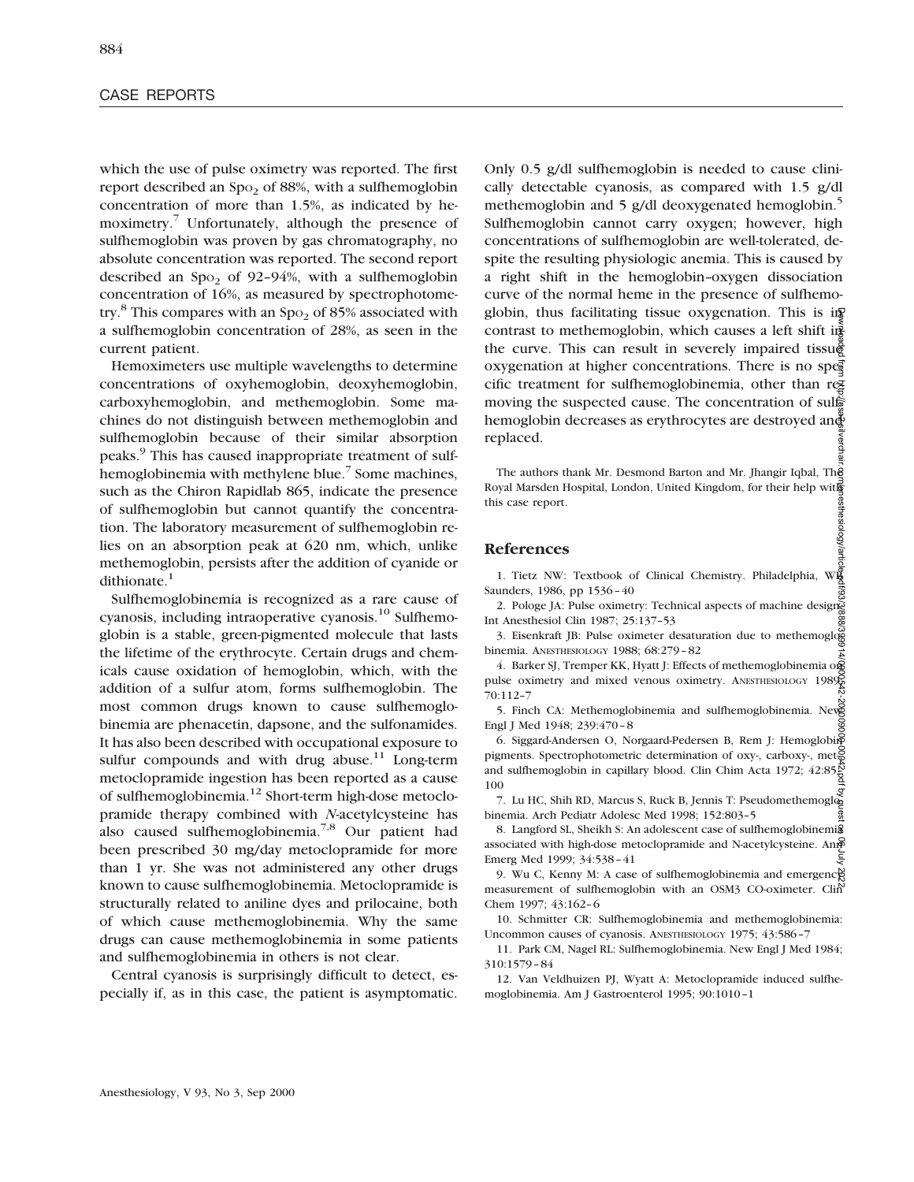which the use of pulse oximetry was reported. The first report described an $Sp_{O_2}$ of 88%, with a sulfhemoglobin concentration of more than 1.5%, as indicated by hemoximetry.[7] Unfortunately, although the presence of sulfhemoglobin was proven by gas chromatography, no absolute concentration was reported. The second report described an $Sp_{O_2}$ of 92–94%, with a sulfhemoglobin concentration of 16%, as measured by spectrophotometry.[8] This compares with an $Sp_{O_2}$ of 85% associated with a sulfhemoglobin concentration of 28%, as seen in the current patient.

Hemoximeters use multiple wavelengths to determine concentrations of oxyhemoglobin, deoxyhemoglobin, carboxyhemoglobin, and methemoglobin. Some machines do not distinguish between methemoglobin and sulfhemoglobin because of their similar absorption peaks.[9] This has caused inappropriate treatment of sulfhemoglobinemia with methylene blue.[7] Some machines, such as the Chiron Rapidlab 865, indicate the presence of sulfhemoglobin but cannot quantify the concentration. The laboratory measurement of sulfhemoglobin relies on an absorption peak at 620 nm, which, unlike methemoglobin, persists after the addition of cyanide or dithionate.[1]

Sulfhemoglobinemia is recognized as a rare cause of cyanosis, including intraoperative cyanosis.[10] Sulfhemoglobin is a stable, green-pigmented molecule that lasts the lifetime of the erythrocyte. Certain drugs and chemicals cause oxidation of hemoglobin, which, with the addition of a sulfur atom, forms sulfhemoglobin. The most common drugs known to cause sulfhemoglobinemia are phenacetin, dapsone, and the sulfonamides. It has also been described with occupational exposure to sulfur compounds and with drug abuse.[11] Long-term metoclopramide ingestion has been reported as a cause of sulfhemoglobinemia.[12] Short-term high-dose metoclopramide therapy combined with *N*-acetylcysteine has also caused sulfhemoglobinemia.[7,8] Our patient had been prescribed 30 mg/day metoclopramide for more than 1 yr. She was not administered any other drugs known to cause sulfhemoglobinemia. Metoclopramide is structurally related to aniline dyes and prilocaine, both of which cause methemoglobinemia. Why the same drugs can cause methemoglobinemia in some patients and sulfhemoglobinemia in others is not clear.

Central cyanosis is surprisingly difficult to detect, especially if, as in this case, the patient is asymptomatic. Only 0.5 g/dl sulfhemoglobin is needed to cause clinically detectable cyanosis, as compared with 1.5 g/dl methemoglobin and 5 g/dl deoxygenated hemoglobin.[5] Sulfhemoglobin cannot carry oxygen; however, high concentrations of sulfhemoglobin are well-tolerated, despite the resulting physiologic anemia. This is caused by a right shift in the hemoglobin–oxygen dissociation curve of the normal heme in the presence of sulfhemoglobin, thus facilitating tissue oxygenation. This is in contrast to methemoglobin, which causes a left shift in the curve. This can result in severely impaired tissue oxygenation at higher concentrations. There is no specific treatment for sulfhemoglobinemia, other than removing the suspected cause. The concentration of sulfhemoglobin decreases as erythrocytes are destroyed and replaced.

The authors thank Mr. Desmond Barton and Mr. Jhangir Iqbal, The Royal Marsden Hospital, London, United Kingdom, for their help with this case report.

## References

1. Tietz NW: Textbook of Clinical Chemistry. Philadelphia, WB Saunders, 1986, pp 1536–40
2. Pologe JA: Pulse oximetry: Technical aspects of machine design. Int Anesthesiol Clin 1987; 25:137–53
3. Eisenkraft JB: Pulse oximeter desaturation due to methemoglobinemia. ANESTHESIOLOGY 1988; 68:279–82
4. Barker SJ, Tremper KK, Hyatt J: Effects of methemoglobinemia on pulse oximetry and mixed venous oximetry. ANESTHESIOLOGY 1989; 70:112–7
5. Finch CA: Methemoglobinemia and sulfhemoglobinemia. New Engl J Med 1948; 239:470–8
6. Siggard-Andersen O, Norgaard-Pedersen B, Rem J: Hemoglobin pigments. Spectrophotometric determination of oxy-, carboxy-, met-, and sulfhemoglobin in capillary blood. Clin Chim Acta 1972; 42:85–100
7. Lu HC, Shih RD, Marcus S, Ruck B, Jennis T: Pseudomethemoglobinemia. Arch Pediatr Adolesc Med 1998; 152:803–5
8. Langford SL, Sheikh S: An adolescent case of sulfhemoglobinemia associated with high-dose metoclopramide and N-acetylcysteine. Ann Emerg Med 1999; 34:538–41
9. Wu C, Kenny M: A case of sulfhemoglobinemia and emergency measurement of sulfhemoglobin with an OSM3 CO-oximeter. Clin Chem 1997; 43:162–6
10. Schmitter CR: Sulfhemoglobinemia and methemoglobinemia: Uncommon causes of cyanosis. ANESTHESIOLOGY 1975; 43:586–7
11. Park CM, Nagel RL: Sulfhemoglobinemia. New Engl J Med 1984; 310:1579–84
12. Van Veldhuizen PJ, Wyatt A: Metoclopramide induced sulfhemoglobinemia. Am J Gastroenterol 1995; 90:1010–1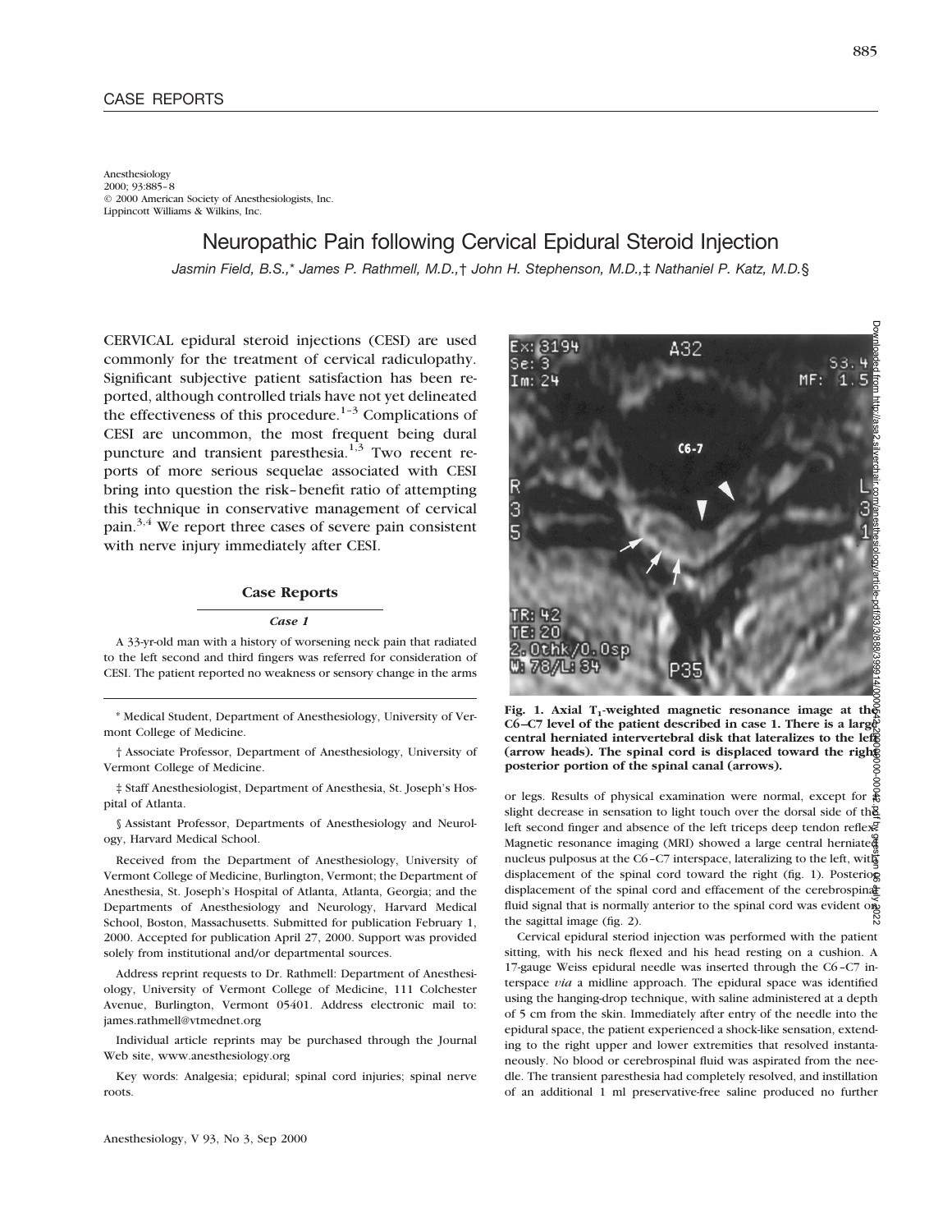CASE REPORTS

Anesthesiology
2000; 93:885–8
© 2000 American Society of Anesthesiologists, Inc.
Lippincott Williams & Wilkins, Inc.

# Neuropathic Pain following Cervical Epidural Steroid Injection

*Jasmin Field, B.S.,\* James P. Rathmell, M.D.,† John H. Stephenson, M.D.,‡ Nathaniel P. Katz, M.D.§*

CERVICAL epidural steroid injections (CESI) are used commonly for the treatment of cervical radiculopathy. Significant subjective patient satisfaction has been reported, although controlled trials have not yet delineated the effectiveness of this procedure.[1–3] Complications of CESI are uncommon, the most frequent being dural puncture and transient paresthesia.[1,3] Two recent reports of more serious sequelae associated with CESI bring into question the risk–benefit ratio of attempting this technique in conservative management of cervical pain.[3,4] We report three cases of severe pain consistent with nerve injury immediately after CESI.

## Case Reports

### *Case 1*

A 33-yr-old man with a history of worsening neck pain that radiated to the left second and third fingers was referred for consideration of CESI. The patient reported no weakness or sensory change in the arms or legs. Results of physical examination were normal, except for a slight decrease in sensation to light touch over the dorsal side of the left second finger and absence of the left triceps deep tendon reflex. Magnetic resonance imaging (MRI) showed a large central herniated nucleus pulposus at the C6–C7 interspace, lateralizing to the left, with displacement of the spinal cord toward the right (fig. 1). Posterior displacement of the spinal cord and effacement of the cerebrospinal fluid signal that is normally anterior to the spinal cord was evident on the sagittal image (fig. 2).

**Fig. 1. Axial $T_1$-weighted magnetic resonance image at the C6–C7 level of the patient described in case 1. There is a large central herniated intervertebral disk that lateralizes to the left (arrow heads). The spinal cord is displaced toward the right posterior portion of the spinal canal (arrows).**

Cervical epidural steriod injection was performed with the patient sitting, with his neck flexed and his head resting on a cushion. A 17-gauge Weiss epidural needle was inserted through the C6–C7 interspace *via* a midline approach. The epidural space was identified using the hanging-drop technique, with saline administered at a depth of 5 cm from the skin. Immediately after entry of the needle into the epidural space, the patient experienced a shock-like sensation, extending to the right upper and lower extremities that resolved instantaneously. No blood or cerebrospinal fluid was aspirated from the needle. The transient paresthesia had completely resolved, and instillation of an additional 1 ml preservative-free saline produced no further

\* Medical Student, Department of Anesthesiology, University of Vermont College of Medicine.

† Associate Professor, Department of Anesthesiology, University of Vermont College of Medicine.

‡ Staff Anesthesiologist, Department of Anesthesia, St. Joseph's Hospital of Atlanta.

§ Assistant Professor, Departments of Anesthesiology and Neurology, Harvard Medical School.

Received from the Department of Anesthesiology, University of Vermont College of Medicine, Burlington, Vermont; the Department of Anesthesia, St. Joseph's Hospital of Atlanta, Atlanta, Georgia; and the Departments of Anesthesiology and Neurology, Harvard Medical School, Boston, Massachusetts. Submitted for publication February 1, 2000. Accepted for publication April 27, 2000. Support was provided solely from institutional and/or departmental sources.

Address reprint requests to Dr. Rathmell: Department of Anesthesiology, University of Vermont College of Medicine, 111 Colchester Avenue, Burlington, Vermont 05401. Address electronic mail to: james.rathmell@vtmednet.org

Individual article reprints may be purchased through the Journal Web site, www.anesthesiology.org

Key words: Analgesia; epidural; spinal cord injuries; spinal nerve roots.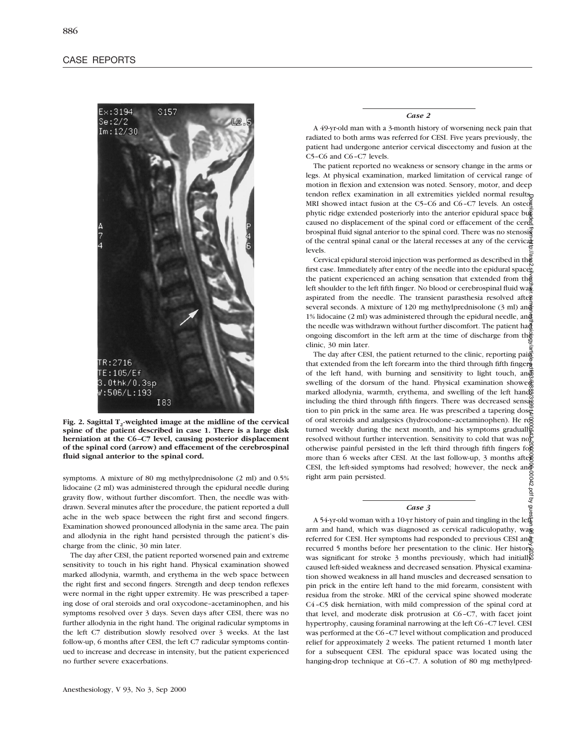# CASE REPORTS

Fig. 2. Sagittal $T_2$-weighted image at the midline of the cervical spine of the patient described in case 1. There is a large disk herniation at the C6–C7 level, causing posterior displacement of the spinal cord (arrow) and effacement of the cerebrospinal fluid signal anterior to the spinal cord.

symptoms. A mixture of 80 mg methylprednisolone (2 ml) and 0.5% lidocaine (2 ml) was administered through the epidural needle during gravity flow, without further discomfort. Then, the needle was withdrawn. Several minutes after the procedure, the patient reported a dull ache in the web space between the right first and second fingers. Examination showed pronounced allodynia in the same area. The pain and allodynia in the right hand persisted through the patient's discharge from the clinic, 30 min later.

The day after CESI, the patient reported worsened pain and extreme sensitivity to touch in his right hand. Physical examination showed marked allodynia, warmth, and erythema in the web space between the right first and second fingers. Strength and deep tendon reflexes were normal in the right upper extremity. He was prescribed a tapering dose of oral steroids and oral oxycodone–acetaminophen, and his symptoms resolved over 3 days. Seven days after CESI, there was no further allodynia in the right hand. The original radicular symptoms in the left C7 distribution slowly resolved over 3 weeks. At the last follow-up, 6 months after CESI, the left C7 radicular symptoms continued to increase and decrease in intensity, but the patient experienced no further severe exacerbations.

### *Case 2*

A 49-yr-old man with a 3-month history of worsening neck pain that radiated to both arms was referred for CESI. Five years previously, the patient had undergone anterior cervical discectomy and fusion at the C5–C6 and C6–C7 levels.

The patient reported no weakness or sensory change in the arms or legs. At physical examination, marked limitation of cervical range of motion in flexion and extension was noted. Sensory, motor, and deep tendon reflex examination in all extremities yielded normal results. MRI showed intact fusion at the C5–C6 and C6–C7 levels. An osteophytic ridge extended posteriorly into the anterior epidural space but caused no displacement of the spinal cord or effacement of the cerebrospinal fluid signal anterior to the spinal cord. There was no stenosis of the central spinal canal or the lateral recesses at any of the cervical levels.

Cervical epidural steroid injection was performed as described in the first case. Immediately after entry of the needle into the epidural space, the patient experienced an aching sensation that extended from the left shoulder to the left fifth finger. No blood or cerebrospinal fluid was aspirated from the needle. The transient parasthesia resolved after several seconds. A mixture of 120 mg methylprednisolone (3 ml) and 1% lidocaine (2 ml) was administered through the epidural needle, and the needle was withdrawn without further discomfort. The patient had ongoing discomfort in the left arm at the time of discharge from the clinic, 30 min later.

The day after CESI, the patient returned to the clinic, reporting pain that extended from the left forearm into the third through fifth fingers of the left hand, with burning and sensitivity to light touch, and swelling of the dorsum of the hand. Physical examination showed marked allodynia, warmth, erythema, and swelling of the left hand including the third through fifth fingers. There was decreased sensation to pin prick in the same area. He was prescribed a tapering dose of oral steroids and analgesics (hydrocodone–acetaminophen). He returned weekly during the next month, and his symptoms gradually resolved without further intervention. Sensitivity to cold that was not otherwise painful persisted in the left third through fifth fingers for more than 6 weeks after CESI. At the last follow-up, 3 months after CESI, the left-sided symptoms had resolved; however, the neck and right arm pain persisted.

### *Case 3*

A 54-yr-old woman with a 10-yr history of pain and tingling in the left arm and hand, which was diagnosed as cervical radiculopathy, was referred for CESI. Her symptoms had responded to previous CESI and recurred 5 months before her presentation to the clinic. Her history was significant for stroke 3 months previously, which had initially caused left-sided weakness and decreased sensation. Physical examination showed weakness in all hand muscles and decreased sensation to pin prick in the entire left hand to the mid forearm, consistent with residua from the stroke. MRI of the cervical spine showed moderate C4–C5 disk herniation, with mild compression of the spinal cord at that level, and moderate disk protrusion at C6–C7, with facet joint hypertrophy, causing foraminal narrowing at the left C6–C7 level. CESI was performed at the C6–C7 level without complication and produced relief for approximately 2 weeks. The patient returned 1 month later for a subsequent CESI. The epidural space was located using the hanging-drop technique at C6–C7. A solution of 80 mg methylpred-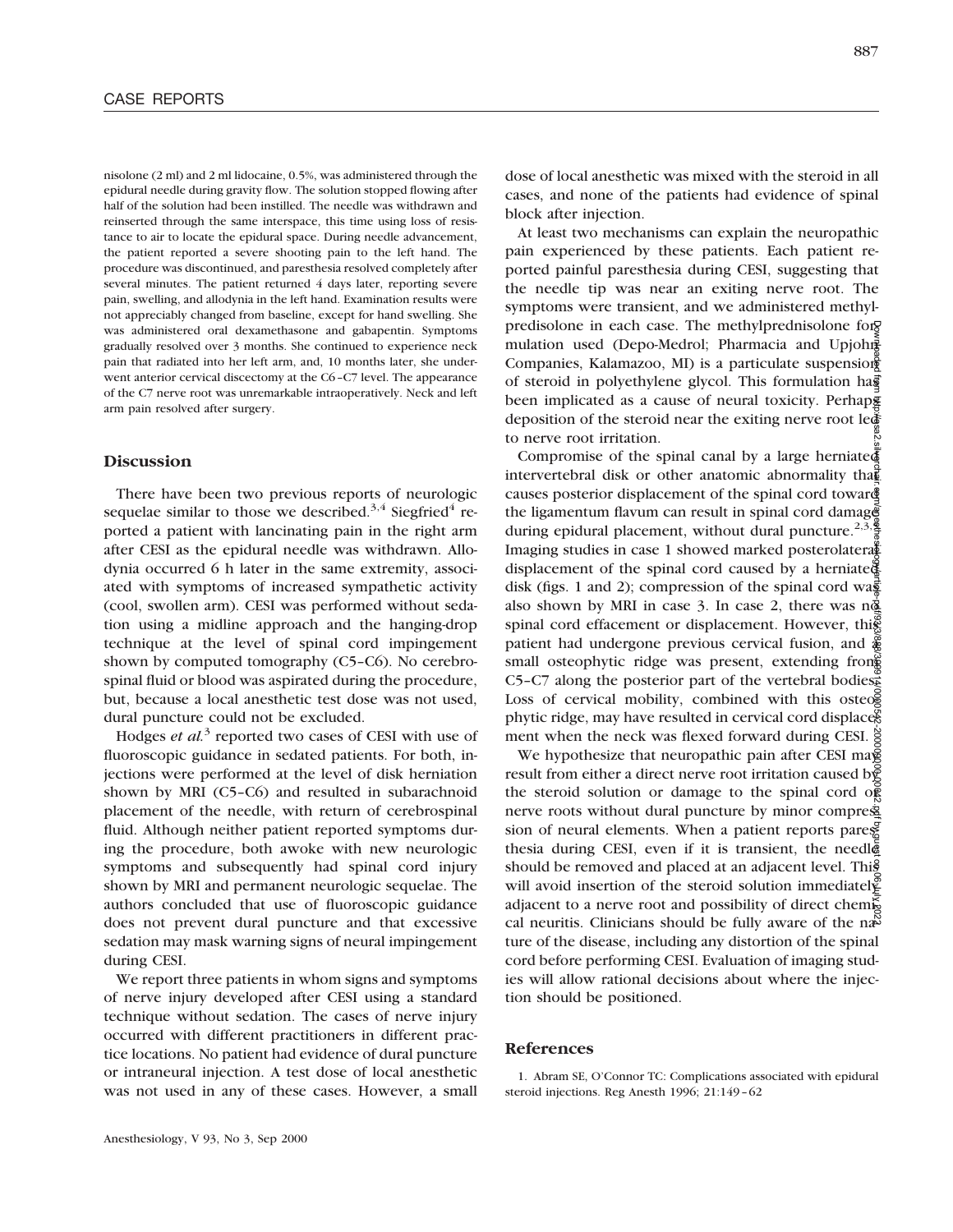nisolone (2 ml) and 2 ml lidocaine, 0.5%, was administered through the epidural needle during gravity flow. The solution stopped flowing after half of the solution had been instilled. The needle was withdrawn and reinserted through the same interspace, this time using loss of resistance to air to locate the epidural space. During needle advancement, the patient reported a severe shooting pain to the left hand. The procedure was discontinued, and paresthesia resolved completely after several minutes. The patient returned 4 days later, reporting severe pain, swelling, and allodynia in the left hand. Examination results were not appreciably changed from baseline, except for hand swelling. She was administered oral dexamethasone and gabapentin. Symptoms gradually resolved over 3 months. She continued to experience neck pain that radiated into her left arm, and, 10 months later, she underwent anterior cervical discectomy at the C6–C7 level. The appearance of the C7 nerve root was unremarkable intraoperatively. Neck and left arm pain resolved after surgery.

## Discussion

There have been two previous reports of neurologic sequelae similar to those we described.[3,4] Siegfried[4] reported a patient with lancinating pain in the right arm after CESI as the epidural needle was withdrawn. Allodynia occurred 6 h later in the same extremity, associated with symptoms of increased sympathetic activity (cool, swollen arm). CESI was performed without sedation using a midline approach and the hanging-drop technique at the level of spinal cord impingement shown by computed tomography (C5–C6). No cerebrospinal fluid or blood was aspirated during the procedure, but, because a local anesthetic test dose was not used, dural puncture could not be excluded.

Hodges *et al.*[3] reported two cases of CESI with use of fluoroscopic guidance in sedated patients. For both, injections were performed at the level of disk herniation shown by MRI (C5–C6) and resulted in subarachnoid placement of the needle, with return of cerebrospinal fluid. Although neither patient reported symptoms during the procedure, both awoke with new neurologic symptoms and subsequently had spinal cord injury shown by MRI and permanent neurologic sequelae. The authors concluded that use of fluoroscopic guidance does not prevent dural puncture and that excessive sedation may mask warning signs of neural impingement during CESI.

We report three patients in whom signs and symptoms of nerve injury developed after CESI using a standard technique without sedation. The cases of nerve injury occurred with different practitioners in different practice locations. No patient had evidence of dural puncture or intraneural injection. A test dose of local anesthetic was not used in any of these cases. However, a small dose of local anesthetic was mixed with the steroid in all cases, and none of the patients had evidence of spinal block after injection.

At least two mechanisms can explain the neuropathic pain experienced by these patients. Each patient reported painful paresthesia during CESI, suggesting that the needle tip was near an exiting nerve root. The symptoms were transient, and we administered methylprednisolone in each case. The methylprednisolone formulation used (Depo-Medrol; Pharmacia and Upjohn Companies, Kalamazoo, MI) is a particulate suspension of steroid in polyethylene glycol. This formulation has been implicated as a cause of neural toxicity. Perhaps deposition of the steroid near the exiting nerve root led to nerve root irritation.

Compromise of the spinal canal by a large herniated intervertebral disk or other anatomic abnormality that causes posterior displacement of the spinal cord toward the ligamentum flavum can result in spinal cord damage during epidural placement, without dural puncture.[2,3,4] Imaging studies in case 1 showed marked posterolateral displacement of the spinal cord caused by a herniated disk (figs. 1 and 2); compression of the spinal cord was also shown by MRI in case 3. In case 2, there was no spinal cord effacement or displacement. However, this patient had undergone previous cervical fusion, and a small osteophytic ridge was present, extending from C5–C7 along the posterior part of the vertebral bodies. Loss of cervical mobility, combined with this osteophytic ridge, may have resulted in cervical cord displacement when the neck was flexed forward during CESI.

We hypothesize that neuropathic pain after CESI may result from either a direct nerve root irritation caused by the steroid solution or damage to the spinal cord or nerve roots without dural puncture by minor compression of neural elements. When a patient reports paresthesia during CESI, even if it is transient, the needle should be removed and placed at an adjacent level. This will avoid insertion of the steroid solution immediately adjacent to a nerve root and possibility of direct chemical neuritis. Clinicians should be fully aware of the nature of the disease, including any distortion of the spinal cord before performing CESI. Evaluation of imaging studies will allow rational decisions about where the injection should be positioned.

## References

1. Abram SE, O'Connor TC: Complications associated with epidural steroid injections. Reg Anesth 1996; 21:149–62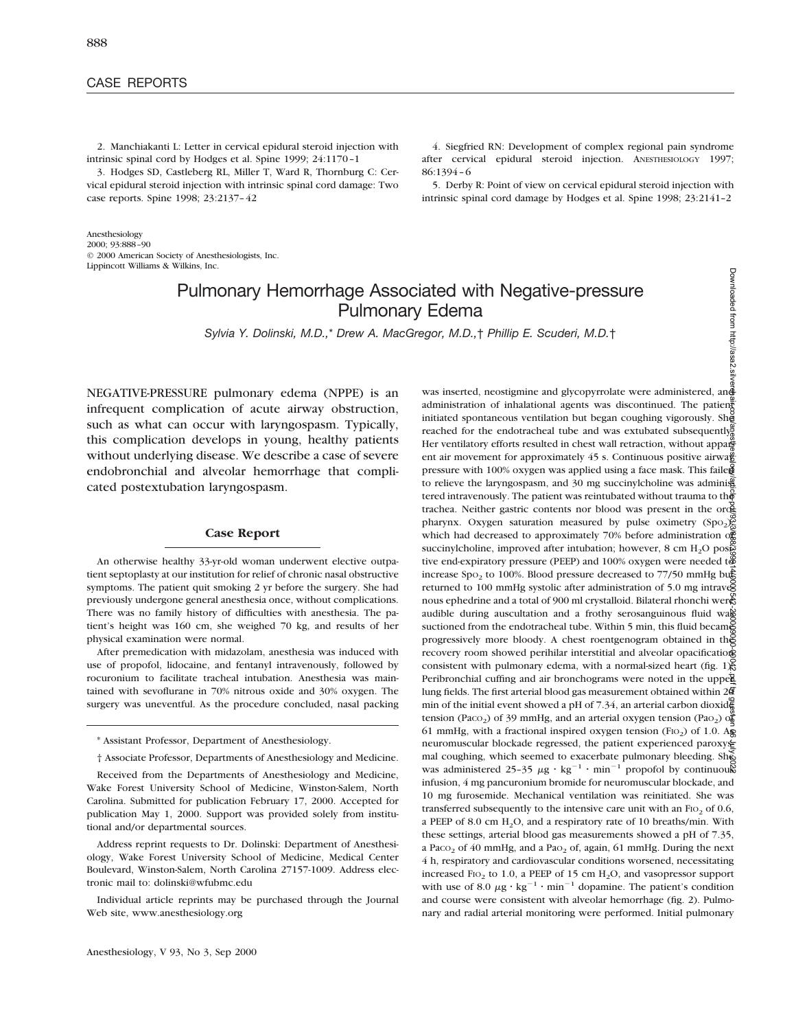2. Manchiakanti L: Letter in cervical epidural steroid injection with intrinsic spinal cord by Hodges et al. Spine 1999; 24:1170–1

3. Hodges SD, Castleberg RL, Miller T, Ward R, Thornburg C: Cervical epidural steroid injection with intrinsic spinal cord damage: Two case reports. Spine 1998; 23:2137–42

4. Siegfried RN: Development of complex regional pain syndrome after cervical epidural steroid injection. ANESTHESIOLOGY 1997; 86:1394–6

5. Derby R: Point of view on cervical epidural steroid injection with intrinsic spinal cord damage by Hodges et al. Spine 1998; 23:2141–2

Anesthesiology
2000; 93:888–90
© 2000 American Society of Anesthesiologists, Inc.
Lippincott Williams & Wilkins, Inc.

# Pulmonary Hemorrhage Associated with Negative-pressure Pulmonary Edema

*Sylvia Y. Dolinski, M.D.,\* Drew A. MacGregor, M.D.,† Phillip E. Scuderi, M.D.†*

NEGATIVE-PRESSURE pulmonary edema (NPPE) is an infrequent complication of acute airway obstruction, such as what can occur with laryngospasm. Typically, this complication develops in young, healthy patients without underlying disease. We describe a case of severe endobronchial and alveolar hemorrhage that complicated postextubation laryngospasm.

## Case Report

An otherwise healthy 33-yr-old woman underwent elective outpatient septoplasty at our institution for relief of chronic nasal obstructive symptoms. The patient quit smoking 2 yr before the surgery. She had previously undergone general anesthesia once, without complications. There was no family history of difficulties with anesthesia. The patient's height was 160 cm, she weighed 70 kg, and results of her physical examination were normal.

After premedication with midazolam, anesthesia was induced with use of propofol, lidocaine, and fentanyl intravenously, followed by rocuronium to facilitate tracheal intubation. Anesthesia was maintained with sevoflurane in 70% nitrous oxide and 30% oxygen. The surgery was uneventful. As the procedure concluded, nasal packing was inserted, neostigmine and glycopyrrolate were administered, and administration of inhalational agents was discontinued. The patient initiated spontaneous ventilation but began coughing vigorously. She reached for the endotracheal tube and was extubated subsequently. Her ventilatory efforts resulted in chest wall retraction, without apparent air movement for approximately 45 s. Continuous positive airway pressure with 100% oxygen was applied using a face mask. This failed to relieve the laryngospasm, and 30 mg succinylcholine was administered intravenously. The patient was reintubated without trauma to the trachea. Neither gastric contents nor blood was present in the oropharynx. Oxygen saturation measured by pulse oximetry ($Sp_{O_2}$), which had decreased to approximately 70% before administration of succinylcholine, improved after intubation; however, 8 cm $H_2O$ positive end-expiratory pressure (PEEP) and 100% oxygen were needed to increase $Sp_{O_2}$ to 100%. Blood pressure decreased to 77/50 mmHg but returned to 100 mmHg systolic after administration of 5.0 mg intravenous ephedrine and a total of 900 ml crystalloid. Bilateral rhonchi were audible during auscultation and a frothy serosanguinous fluid was suctioned from the endotracheal tube. Within 5 min, this fluid became progressively more bloody. A chest roentgenogram obtained in the recovery room showed perihilar interstitial and alveolar opacification consistent with pulmonary edema, with a normal-sized heart (fig. 1). Peribronchial cuffing and air bronchograms were noted in the upper lung fields. The first arterial blood gas measurement obtained within 20 min of the initial event showed a pH of 7.34, an arterial carbon dioxide tension ($Pa_{CO_2}$) of 39 mmHg, and an arterial oxygen tension ($Pa_{O_2}$) of 61 mmHg, with a fractional inspired oxygen tension ($F_{IO_2}$) of 1.0. As neuromuscular blockade regressed, the patient experienced paroxysmal coughing, which seemed to exacerbate pulmonary bleeding. She was administered 25–35 $\mu g \cdot kg^{-1} \cdot min^{-1}$ propofol by continuous infusion, 4 mg pancuronium bromide for neuromuscular blockade, and 10 mg furosemide. Mechanical ventilation was reinitiated. She was transferred subsequently to the intensive care unit with an $F_{IO_2}$ of 0.6, a PEEP of 8.0 cm $H_2O$, and a respiratory rate of 10 breaths/min. With these settings, arterial blood gas measurements showed a pH of 7.35, a $Pa_{CO_2}$ of 40 mmHg, and a $Pa_{O_2}$ of, again, 61 mmHg. During the next 4 h, respiratory and cardiovascular conditions worsened, necessitating increased $F_{IO_2}$ to 1.0, a PEEP of 15 cm $H_2O$, and vasopressor support with use of 8.0 $\mu g \cdot kg^{-1} \cdot min^{-1}$ dopamine. The patient's condition and course were consistent with alveolar hemorrhage (fig. 2). Pulmonary and radial arterial monitoring were performed. Initial pulmonary

\* Assistant Professor, Department of Anesthesiology.

† Associate Professor, Departments of Anesthesiology and Medicine.

Received from the Departments of Anesthesiology and Medicine, Wake Forest University School of Medicine, Winston-Salem, North Carolina. Submitted for publication February 17, 2000. Accepted for publication May 1, 2000. Support was provided solely from institutional and/or departmental sources.

Address reprint requests to Dr. Dolinski: Department of Anesthesiology, Wake Forest University School of Medicine, Medical Center Boulevard, Winston-Salem, North Carolina 27157-1009. Address electronic mail to: dolinski@wfubmc.edu

Individual article reprints may be purchased through the Journal Web site, www.anesthesiology.org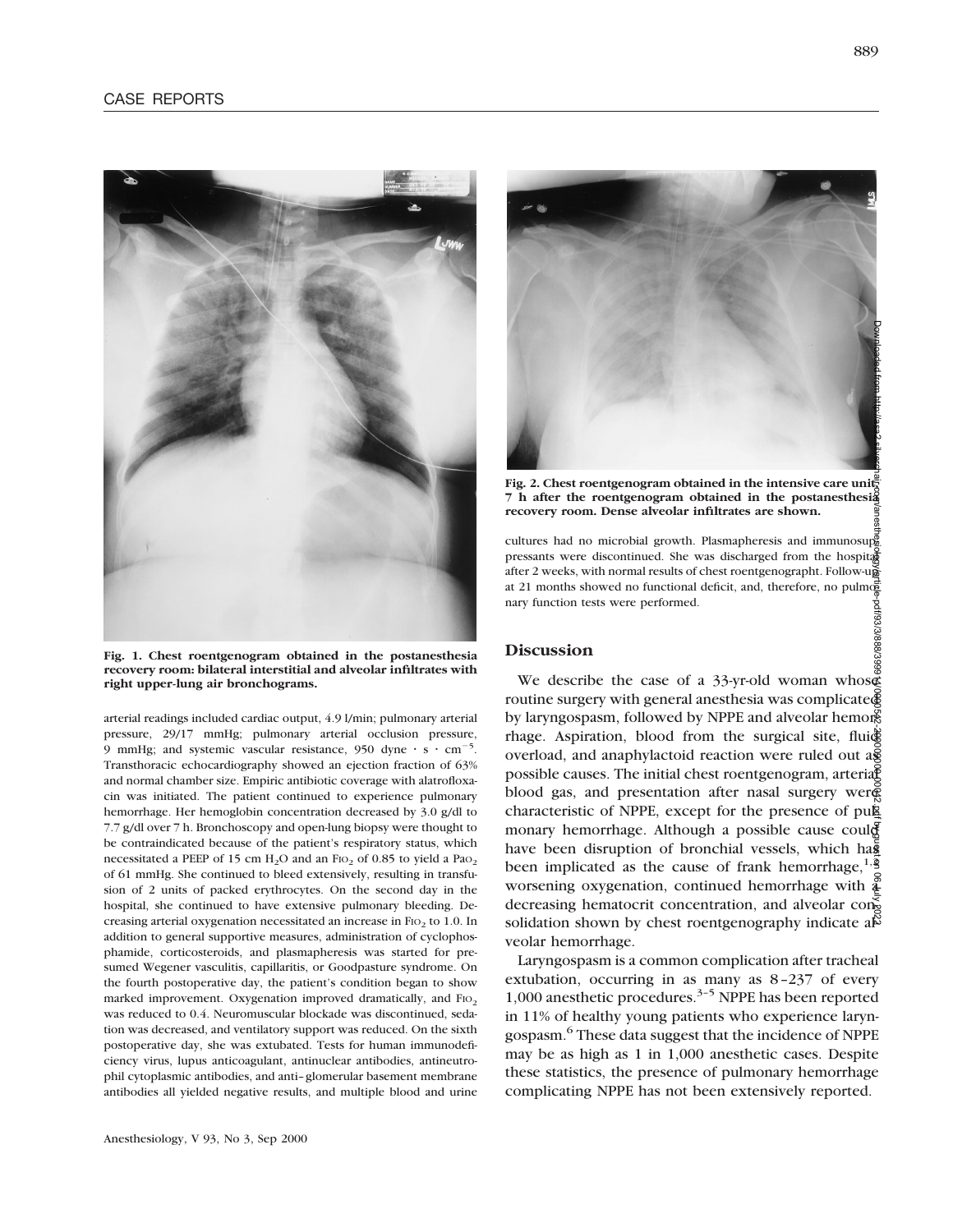Fig. 1. Chest roentgenogram obtained in the postanesthesia recovery room: bilateral interstitial and alveolar infiltrates with right upper-lung air bronchograms.

arterial readings included cardiac output, 4.9 l/min; pulmonary arterial pressure, 29/17 mmHg; pulmonary arterial occlusion pressure, 9 mmHg; and systemic vascular resistance, 950 dyne · s · $cm^{-5}$. Transthoracic echocardiography showed an ejection fraction of 63% and normal chamber size. Empiric antibiotic coverage with alatrofloxacin was initiated. The patient continued to experience pulmonary hemorrhage. Her hemoglobin concentration decreased by 3.0 g/dl to 7.7 g/dl over 7 h. Bronchoscopy and open-lung biopsy were thought to be contraindicated because of the patient's respiratory status, which necessitated a PEEP of 15 cm $H_2O$ and an $F_{IO_2}$ of 0.85 to yield a $Pa_{O_2}$ of 61 mmHg. She continued to bleed extensively, resulting in transfusion of 2 units of packed erythrocytes. On the second day in the hospital, she continued to have extensive pulmonary bleeding. Decreasing arterial oxygenation necessitated an increase in $F_{IO_2}$ to 1.0. In addition to general supportive measures, administration of cyclophosphamide, corticosteroids, and plasmapheresis was started for presumed Wegener vasculitis, capillaritis, or Goodpasture syndrome. On the fourth postoperative day, the patient's condition began to show marked improvement. Oxygenation improved dramatically, and $F_{IO_2}$ was reduced to 0.4. Neuromuscular blockade was discontinued, sedation was decreased, and ventilatory support was reduced. On the sixth postoperative day, she was extubated. Tests for human immunodeficiency virus, lupus anticoagulant, antinuclear antibodies, antineutrophil cytoplasmic antibodies, and anti–glomerular basement membrane antibodies all yielded negative results, and multiple blood and urine

Fig. 2. Chest roentgenogram obtained in the intensive care unit 7 h after the roentgenogram obtained in the postanesthesia recovery room. Dense alveolar infiltrates are shown.

cultures had no microbial growth. Plasmapheresis and immunosuppressants were discontinued. She was discharged from the hospital after 2 weeks, with normal results of chest roentgenographt. Follow-up at 21 months showed no functional deficit, and, therefore, no pulmonary function tests were performed.

## Discussion

We describe the case of a 33-yr-old woman whose routine surgery with general anesthesia was complicated by laryngospasm, followed by NPPE and alveolar hemorrhage. Aspiration, blood from the surgical site, fluid overload, and anaphylactoid reaction were ruled out as possible causes. The initial chest roentgenogram, arterial blood gas, and presentation after nasal surgery were characteristic of NPPE, except for the presence of pulmonary hemorrhage. Although a possible cause could have been disruption of bronchial vessels, which has been implicated as the cause of frank hemorrhage,[1,2] worsening oxygenation, continued hemorrhage with a decreasing hematocrit concentration, and alveolar consolidation shown by chest roentgenography indicate alveolar hemorrhage.

Laryngospasm is a common complication after tracheal extubation, occurring in as many as 8–237 of every 1,000 anesthetic procedures.[3–5] NPPE has been reported in 11% of healthy young patients who experience laryngospasm.[6] These data suggest that the incidence of NPPE may be as high as 1 in 1,000 anesthetic cases. Despite these statistics, the presence of pulmonary hemorrhage complicating NPPE has not been extensively reported.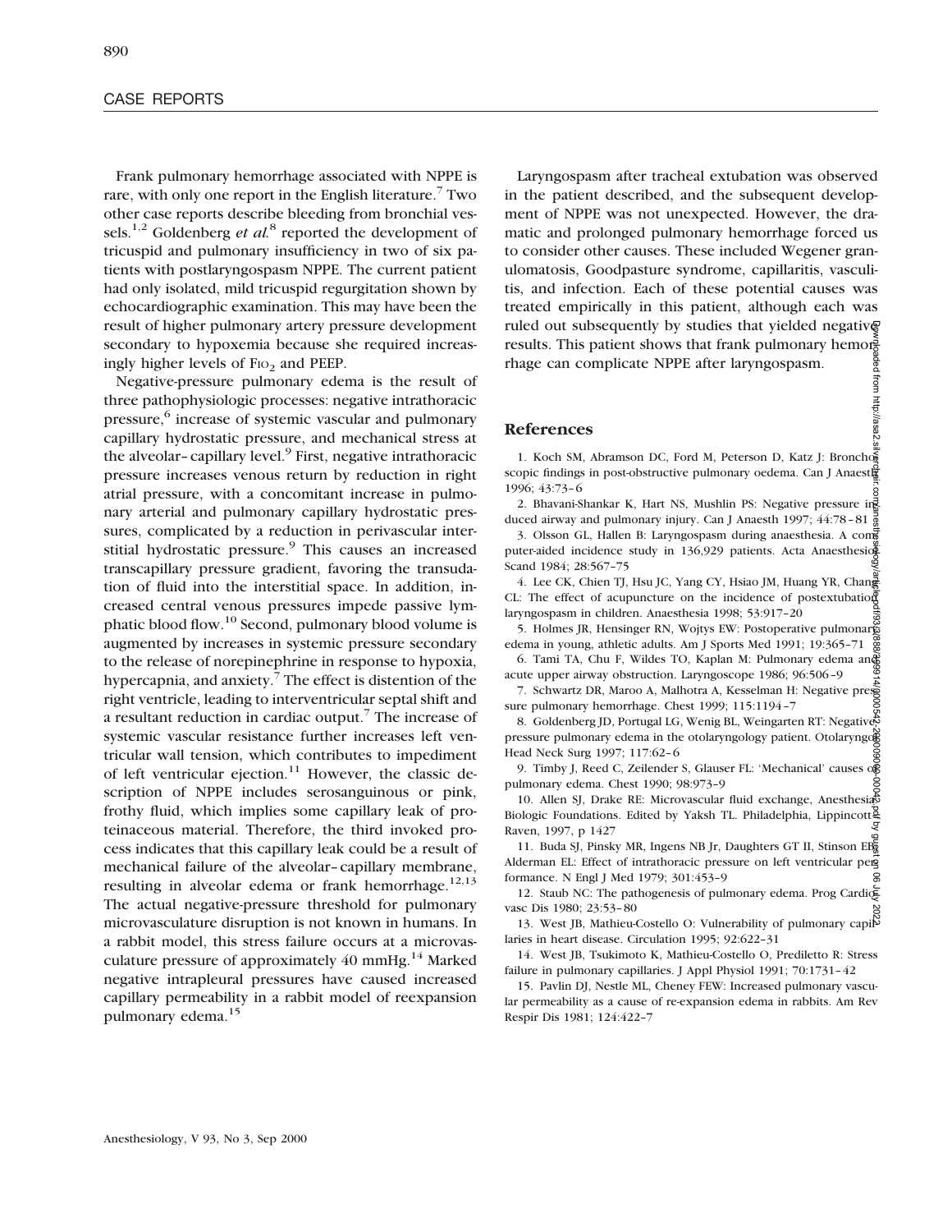Frank pulmonary hemorrhage associated with NPPE is rare, with only one report in the English literature.[7] Two other case reports describe bleeding from bronchial vessels.[1,2] Goldenberg *et al.*[8] reported the development of tricuspid and pulmonary insufficiency in two of six patients with postlaryngospasm NPPE. The current patient had only isolated, mild tricuspid regurgitation shown by echocardiographic examination. This may have been the result of higher pulmonary artery pressure development secondary to hypoxemia because she required increasingly higher levels of $F_{IO_2}$ and PEEP.

Negative-pressure pulmonary edema is the result of three pathophysiologic processes: negative intrathoracic pressure,[6] increase of systemic vascular and pulmonary capillary hydrostatic pressure, and mechanical stress at the alveolar–capillary level.[9] First, negative intrathoracic pressure increases venous return by reduction in right atrial pressure, with a concomitant increase in pulmonary arterial and pulmonary capillary hydrostatic pressures, complicated by a reduction in perivascular interstitial hydrostatic pressure.[9] This causes an increased transcapillary pressure gradient, favoring the transudation of fluid into the interstitial space. In addition, increased central venous pressures impede passive lymphatic blood flow.[10] Second, pulmonary blood volume is augmented by increases in systemic pressure secondary to the release of norepinephrine in response to hypoxia, hypercapnia, and anxiety.[7] The effect is distention of the right ventricle, leading to interventricular septal shift and a resultant reduction in cardiac output.[7] The increase of systemic vascular resistance further increases left ventricular wall tension, which contributes to impediment of left ventricular ejection.[11] However, the classic description of NPPE includes serosanguinous or pink, frothy fluid, which implies some capillary leak of proteinaceous material. Therefore, the third invoked process indicates that this capillary leak could be a result of mechanical failure of the alveolar–capillary membrane, resulting in alveolar edema or frank hemorrhage.[12,13] The actual negative-pressure threshold for pulmonary microvasculature disruption is not known in humans. In a rabbit model, this stress failure occurs at a microvasculature pressure of approximately 40 mmHg.[14] Marked negative intrapleural pressures have caused increased capillary permeability in a rabbit model of reexpansion pulmonary edema.[15]

Laryngospasm after tracheal extubation was observed in the patient described, and the subsequent development of NPPE was not unexpected. However, the dramatic and prolonged pulmonary hemorrhage forced us to consider other causes. These included Wegener granulomatosis, Goodpasture syndrome, capillaritis, vasculitis, and infection. Each of these potential causes was treated empirically in this patient, although each was ruled out subsequently by studies that yielded negative results. This patient shows that frank pulmonary hemorrhage can complicate NPPE after laryngospasm.

## References

1. Koch SM, Abramson DC, Ford M, Peterson D, Katz J: Bronchoscopic findings in post-obstructive pulmonary oedema. Can J Anaesth 1996; 43:73–6
2. Bhavani-Shankar K, Hart NS, Mushlin PS: Negative pressure induced airway and pulmonary injury. Can J Anaesth 1997; 44:78–81
3. Olsson GL, Hallen B: Laryngospasm during anaesthesia. A computer-aided incidence study in 136,929 patients. Acta Anaesthesiol Scand 1984; 28:567–75
4. Lee CK, Chien TJ, Hsu JC, Yang CY, Hsiao JM, Huang YR, Chang CL: The effect of acupuncture on the incidence of postextubation laryngospasm in children. Anaesthesia 1998; 53:917–20
5. Holmes JR, Hensinger RN, Wojtys EW: Postoperative pulmonary edema in young, athletic adults. Am J Sports Med 1991; 19:365–71
6. Tami TA, Chu F, Wildes TO, Kaplan M: Pulmonary edema and acute upper airway obstruction. Laryngoscope 1986; 96:506–9
7. Schwartz DR, Maroo A, Malhotra A, Kesselman H: Negative pressure pulmonary hemorrhage. Chest 1999; 115:1194–7
8. Goldenberg JD, Portugal LG, Wenig BL, Weingarten RT: Negative-pressure pulmonary edema in the otolaryngology patient. Otolaryngol Head Neck Surg 1997; 117:62–6
9. Timby J, Reed C, Zeilender S, Glauser FL: 'Mechanical' causes of pulmonary edema. Chest 1990; 98:973–9
10. Allen SJ, Drake RE: Microvascular fluid exchange, Anesthesia: Biologic Foundations. Edited by Yaksh TL. Philadelphia, Lippincott-Raven, 1997, p 1427
11. Buda SJ, Pinsky MR, Ingens NB Jr, Daughters GT II, Stinson EB, Alderman EL: Effect of intrathoracic pressure on left ventricular performance. N Engl J Med 1979; 301:453–9
12. Staub NC: The pathogenesis of pulmonary edema. Prog Cardiovasc Dis 1980; 23:53–80
13. West JB, Mathieu-Costello O: Vulnerability of pulmonary capillaries in heart disease. Circulation 1995; 92:622–31
14. West JB, Tsukimoto K, Mathieu-Costello O, Prediletto R: Stress failure in pulmonary capillaries. J Appl Physiol 1991; 70:1731–42
15. Pavlin DJ, Nestle ML, Cheney FEW: Increased pulmonary vascular permeability as a cause of re-expansion edema in rabbits. Am Rev Respir Dis 1981; 124:422–7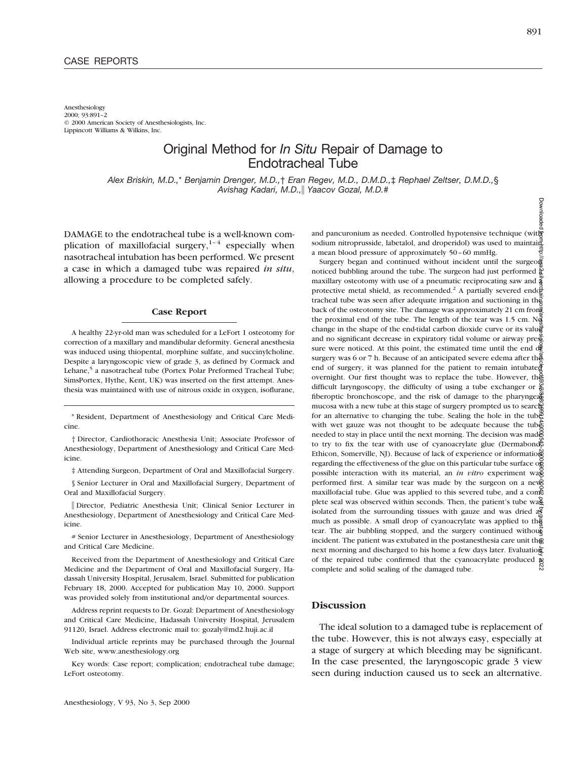CASE REPORTS

Anesthesiology
2000; 93:891–2
© 2000 American Society of Anesthesiologists, Inc.
Lippincott Williams & Wilkins, Inc.

# Original Method for *In Situ* Repair of Damage to Endotracheal Tube

*Alex Briskin, M.D.,\* Benjamin Drenger, M.D.,† Eran Regev, M.D., D.M.D.,‡ Rephael Zeltser, D.M.D.,§ Avishag Kadari, M.D.,‖ Yaacov Gozal, M.D.#*

DAMAGE to the endotracheal tube is a well-known complication of maxillofacial surgery,[1–4] especially when nasotracheal intubation has been performed. We present a case in which a damaged tube was repaired *in situ*, allowing a procedure to be completed safely.

## Case Report

A healthy 22-yr-old man was scheduled for a LeFort 1 osteotomy for correction of a maxillary and mandibular deformity. General anesthesia was induced using thiopental, morphine sulfate, and succinylcholine. Despite a laryngoscopic view of grade 3, as defined by Cormack and Lehane,[5] a nasotracheal tube (Portex Polar Preformed Tracheal Tube; SimsPortex, Hythe, Kent, UK) was inserted on the first attempt. Anesthesia was maintained with use of nitrous oxide in oxygen, isoflurane, and pancuronium as needed. Controlled hypotensive technique (with sodium nitroprusside, labetalol, and droperidol) was used to maintain a mean blood pressure of approximately 50–60 mmHg.

Surgery began and continued without incident until the surgeon noticed bubbling around the tube. The surgeon had just performed a maxillary osteotomy with use of a pneumatic reciprocating saw and a protective metal shield, as recommended.[2] A partially severed endotracheal tube was seen after adequate irrigation and suctioning in the back of the osteotomy site. The damage was approximately 21 cm from the proximal end of the tube. The length of the tear was 1.5 cm. No change in the shape of the end-tidal carbon dioxide curve or its value and no significant decrease in expiratory tidal volume or airway pressure were noticed. At this point, the estimated time until the end of surgery was 6 or 7 h. Because of an anticipated severe edema after the end of surgery, it was planned for the patient to remain intubated overnight. Our first thought was to replace the tube. However, the difficult laryngoscopy, the difficulty of using a tube exchanger or a fiberoptic bronchoscope, and the risk of damage to the pharyngeal mucosa with a new tube at this stage of surgery prompted us to search for an alternative to changing the tube. Sealing the hole in the tube with wet gauze was not thought to be adequate because the tube needed to stay in place until the next morning. The decision was made to try to fix the tear with use of cyanoacrylate glue (Dermabond; Ethicon, Somerville, NJ). Because of lack of experience or information regarding the effectiveness of the glue on this particular tube surface or possible interaction with its material, an *in vitro* experiment was performed first. A similar tear was made by the surgeon on a new maxillofacial tube. Glue was applied to this severed tube, and a complete seal was observed within seconds. Then, the patient's tube was isolated from the surrounding tissues with gauze and was dried as much as possible. A small drop of cyanoacrylate was applied to the tear. The air bubbling stopped, and the surgery continued without incident. The patient was extubated in the postanesthesia care unit the next morning and discharged to his home a few days later. Evaluation of the repaired tube confirmed that the cyanoacrylate produced a complete and solid sealing of the damaged tube.

## Discussion

The ideal solution to a damaged tube is replacement of the tube. However, this is not always easy, especially at a stage of surgery at which bleeding may be significant. In the case presented, the laryngoscopic grade 3 view seen during induction caused us to seek an alternative.

---

\* Resident, Department of Anesthesiology and Critical Care Medicine.

† Director, Cardiothoracic Anesthesia Unit; Associate Professor of Anesthesiology, Department of Anesthesiology and Critical Care Medicine.

‡ Attending Surgeon, Department of Oral and Maxillofacial Surgery.

§ Senior Lecturer in Oral and Maxillofacial Surgery, Department of Oral and Maxillofacial Surgery.

‖ Director, Pediatric Anesthesia Unit; Clinical Senior Lecturer in Anesthesiology, Department of Anesthesiology and Critical Care Medicine.

\# Senior Lecturer in Anesthesiology, Department of Anesthesiology and Critical Care Medicine.

Received from the Department of Anesthesiology and Critical Care Medicine and the Department of Oral and Maxillofacial Surgery, Hadassah University Hospital, Jerusalem, Israel. Submitted for publication February 18, 2000. Accepted for publication May 10, 2000. Support was provided solely from institutional and/or departmental sources.

Address reprint requests to Dr. Gozal: Department of Anesthesiology and Critical Care Medicine, Hadassah University Hospital, Jerusalem 91120, Israel. Address electronic mail to: gozaly@md2.huji.ac.il

Individual article reprints may be purchased through the Journal Web site, www.anesthesiology.org

Key words: Case report; complication; endotracheal tube damage; LeFort osteotomy.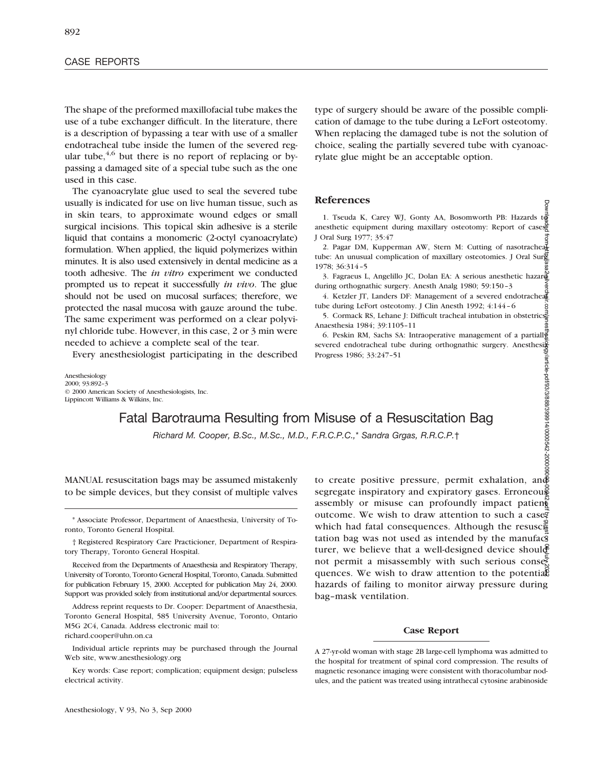The shape of the preformed maxillofacial tube makes the use of a tube exchanger difficult. In the literature, there is a description of bypassing a tear with use of a smaller endotracheal tube inside the lumen of the severed regular tube,[4,6] but there is no report of replacing or bypassing a damaged site of a special tube such as the one used in this case.

The cyanoacrylate glue used to seal the severed tube usually is indicated for use on live human tissue, such as in skin tears, to approximate wound edges or small surgical incisions. This topical skin adhesive is a sterile liquid that contains a monomeric (2-octyl cyanoacrylate) formulation. When applied, the liquid polymerizes within minutes. It is also used extensively in dental medicine as a tooth adhesive. The *in vitro* experiment we conducted prompted us to repeat it successfully *in vivo*. The glue should not be used on mucosal surfaces; therefore, we protected the nasal mucosa with gauze around the tube. The same experiment was performed on a clear polyvinyl chloride tube. However, in this case, 2 or 3 min were needed to achieve a complete seal of the tear.

Every anesthesiologist participating in the described type of surgery should be aware of the possible complication of damage to the tube during a LeFort osteotomy. When replacing the damaged tube is not the solution of choice, sealing the partially severed tube with cyanoacrylate glue might be an acceptable option.

## References

1. Tseuda K, Carey WJ, Gonty AA, Bosomworth PB: Hazards to anesthetic equipment during maxillary osteotomy: Report of cases. J Oral Surg 1977; 35:47
2. Pagar DM, Kupperman AW, Stern M: Cutting of nasotracheal tube: An unusual complication of maxillary osteotomies. J Oral Surg 1978; 36:314–5
3. Fagraeus L, Angelillo JC, Dolan EA: A serious anesthetic hazard during orthognathic surgery. Anesth Analg 1980; 59:150–3
4. Ketzler JT, Landers DF: Management of a severed endotracheal tube during LeFort osteotomy. J Clin Anesth 1992; 4:144–6
5. Cormack RS, Lehane J: Difficult tracheal intubation in obstetrics. Anaesthesia 1984; 39:1105–11
6. Peskin RM, Sachs SA: Intraoperative management of a partially severed endotracheal tube during orthognathic surgery. Anesthesia Progress 1986; 33:247–51

Anesthesiology
2000; 93:892–3
© 2000 American Society of Anesthesiologists, Inc.
Lippincott Williams & Wilkins, Inc.

# Fatal Barotrauma Resulting from Misuse of a Resuscitation Bag

*Richard M. Cooper, B.Sc., M.Sc., M.D., F.R.C.P.C.,\* Sandra Grgas, R.R.C.P.†*

\* Associate Professor, Department of Anaesthesia, University of Toronto, Toronto General Hospital.

† Registered Respiratory Care Practicioner, Department of Respiratory Therapy, Toronto General Hospital.

Received from the Departments of Anaesthesia and Respiratory Therapy, University of Toronto, Toronto General Hospital, Toronto, Canada. Submitted for publication February 15, 2000. Accepted for publication May 24, 2000. Support was provided solely from institutional and/or departmental sources.

Address reprint requests to Dr. Cooper: Department of Anaesthesia, Toronto General Hospital, 585 University Avenue, Toronto, Ontario M5G 2C4, Canada. Address electronic mail to: richard.cooper@uhn.on.ca

Individual article reprints may be purchased through the Journal Web site, www.anesthesiology.org

Key words: Case report; complication; equipment design; pulseless electrical activity.

MANUAL resuscitation bags may be assumed mistakenly to be simple devices, but they consist of multiple valves to create positive pressure, permit exhalation, and segregate inspiratory and expiratory gases. Erroneous assembly or misuse can profoundly impact patient outcome. We wish to draw attention to such a case, which had fatal consequences. Although the resuscitation bag was not used as intended by the manufacturer, we believe that a well-designed device should not permit a misassembly with such serious consequences. We wish to draw attention to the potential hazards of failing to monitor airway pressure during bag–mask ventilation.

### Case Report

A 27-yr-old woman with stage 2B large-cell lymphoma was admitted to the hospital for treatment of spinal cord compression. The results of magnetic resonance imaging were consistent with thoracolumbar nodules, and the patient was treated using intrathecal cytosine arabinoside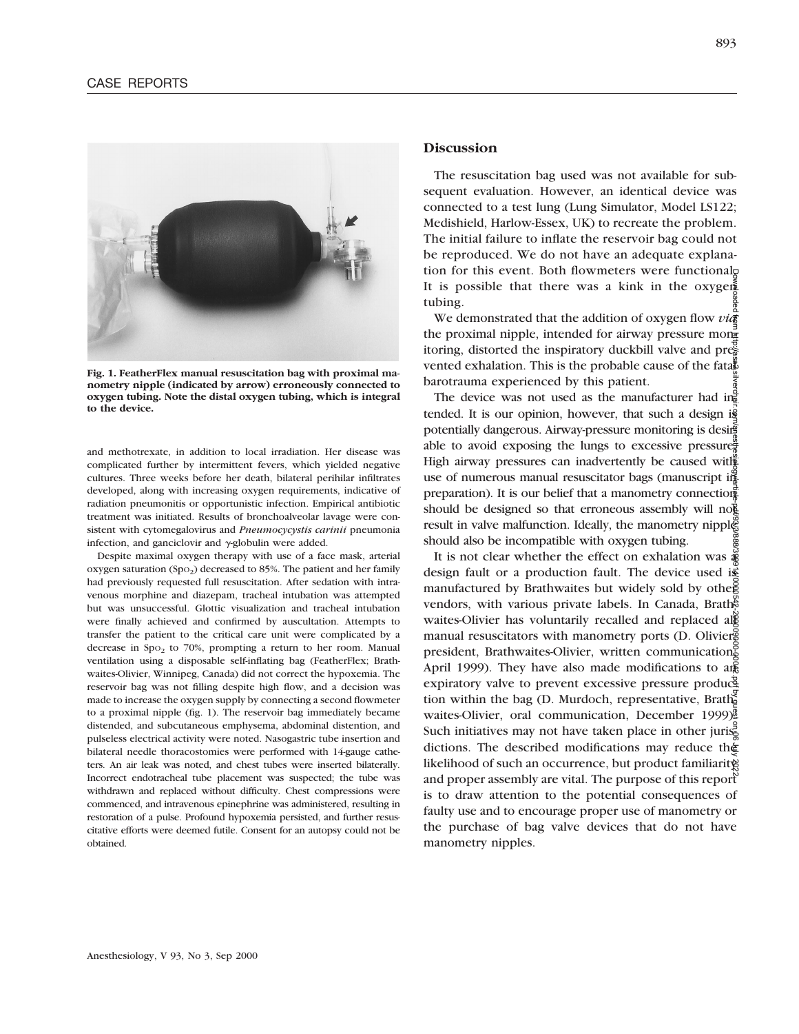Fig. 1. FeatherFlex manual resuscitation bag with proximal manometry nipple (indicated by arrow) erroneously connected to oxygen tubing. Note the distal oxygen tubing, which is integral to the device.

and methotrexate, in addition to local irradiation. Her disease was complicated further by intermittent fevers, which yielded negative cultures. Three weeks before her death, bilateral perihilar infiltrates developed, along with increasing oxygen requirements, indicative of radiation pneumonitis or opportunistic infection. Empirical antibiotic treatment was initiated. Results of bronchoalveolar lavage were consistent with cytomegalovirus and *Pneumocystis carinii* pneumonia infection, and ganciclovir and γ-globulin were added.

Despite maximal oxygen therapy with use of a face mask, arterial oxygen saturation ($Sp_{O_2}$) decreased to 85%. The patient and her family had previously requested full resuscitation. After sedation with intravenous morphine and diazepam, tracheal intubation was attempted but was unsuccessful. Glottic visualization and tracheal intubation were finally achieved and confirmed by auscultation. Attempts to transfer the patient to the critical care unit were complicated by a decrease in $Sp_{O_2}$ to 70%, prompting a return to her room. Manual ventilation using a disposable self-inflating bag (FeatherFlex; Brathwaites-Olivier, Winnipeg, Canada) did not correct the hypoxemia. The reservoir bag was not filling despite high flow, and a decision was made to increase the oxygen supply by connecting a second flowmeter to a proximal nipple (fig. 1). The reservoir bag immediately became distended, and subcutaneous emphysema, abdominal distention, and pulseless electrical activity were noted. Nasogastric tube insertion and bilateral needle thoracostomies were performed with 14-gauge catheters. An air leak was noted, and chest tubes were inserted bilaterally. Incorrect endotracheal tube placement was suspected; the tube was withdrawn and replaced without difficulty. Chest compressions were commenced, and intravenous epinephrine was administered, resulting in restoration of a pulse. Profound hypoxemia persisted, and further resuscitative efforts were deemed futile. Consent for an autopsy could not be obtained.

## Discussion

The resuscitation bag used was not available for subsequent evaluation. However, an identical device was connected to a test lung (Lung Simulator, Model LS122; Medishield, Harlow-Essex, UK) to recreate the problem. The initial failure to inflate the reservoir bag could not be reproduced. We do not have an adequate explanation for this event. Both flowmeters were functional. It is possible that there was a kink in the oxygen tubing.

We demonstrated that the addition of oxygen flow *via* the proximal nipple, intended for airway pressure monitoring, distorted the inspiratory duckbill valve and prevented exhalation. This is the probable cause of the fatal barotrauma experienced by this patient.

The device was not used as the manufacturer had intended. It is our opinion, however, that such a design is potentially dangerous. Airway-pressure monitoring is desirable to avoid exposing the lungs to excessive pressure. High airway pressures can inadvertently be caused with use of numerous manual resuscitator bags (manuscript in preparation). It is our belief that a manometry connection should be designed so that erroneous assembly will not result in valve malfunction. Ideally, the manometry nipple should also be incompatible with oxygen tubing.

It is not clear whether the effect on exhalation was a design fault or a production fault. The device used is manufactured by Brathwaites but widely sold by other vendors, with various private labels. In Canada, Brathwaites-Olivier has voluntarily recalled and replaced all manual resuscitators with manometry ports (D. Olivier, president, Brathwaites-Olivier, written communication, April 1999). They have also made modifications to an expiratory valve to prevent excessive pressure production within the bag (D. Murdoch, representative, Brathwaites-Olivier, oral communication, December 1999). Such initiatives may not have taken place in other jurisdictions. The described modifications may reduce the likelihood of such an occurrence, but product familiarity and proper assembly are vital. The purpose of this report is to draw attention to the potential consequences of faulty use and to encourage proper use of manometry or the purchase of bag valve devices that do not have manometry nipples.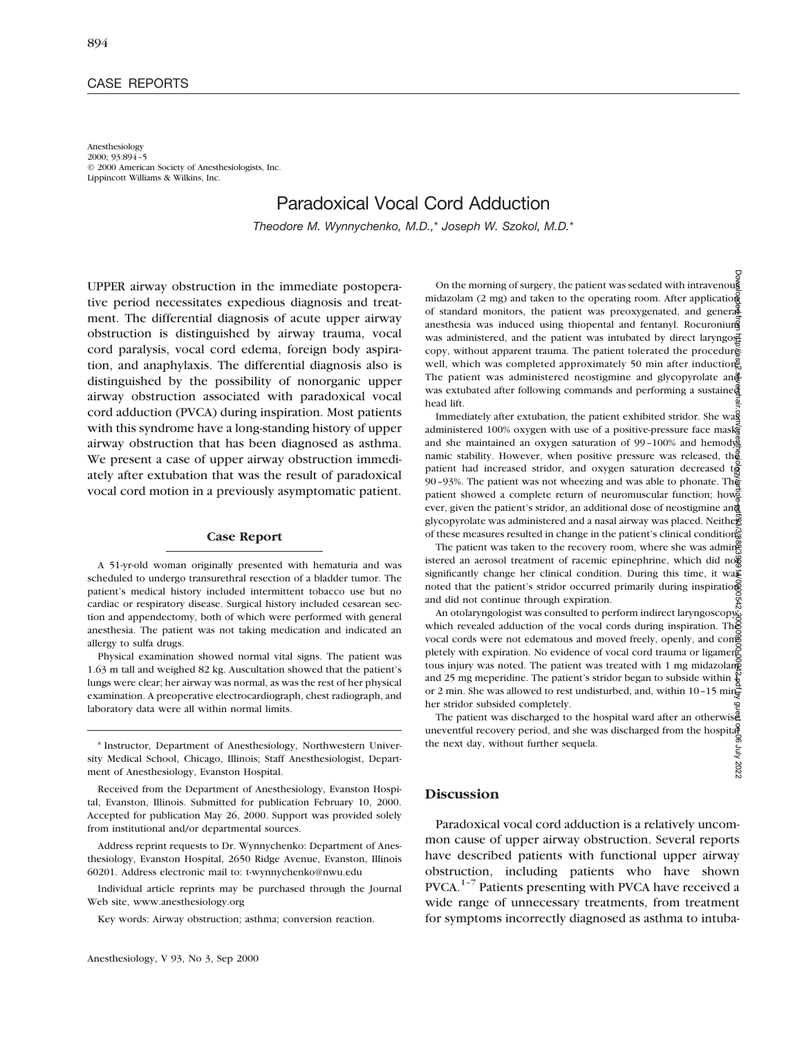## CASE REPORTS

Anesthesiology
2000; 93:894–5
© 2000 American Society of Anesthesiologists, Inc.
Lippincott Williams & Wilkins, Inc.

# Paradoxical Vocal Cord Adduction

*Theodore M. Wynnychenko, M.D.,\* Joseph W. Szokol, M.D.\**

UPPER airway obstruction in the immediate postoperative period necessitates expedious diagnosis and treatment. The differential diagnosis of acute upper airway obstruction is distinguished by airway trauma, vocal cord paralysis, vocal cord edema, foreign body aspiration, and anaphylaxis. The differential diagnosis also is distinguished by the possibility of nonorganic upper airway obstruction associated with paradoxical vocal cord adduction (PVCA) during inspiration. Most patients with this syndrome have a long-standing history of upper airway obstruction that has been diagnosed as asthma. We present a case of upper airway obstruction immediately after extubation that was the result of paradoxical vocal cord motion in a previously asymptomatic patient.

## Case Report

A 51-yr-old woman originally presented with hematuria and was scheduled to undergo transurethral resection of a bladder tumor. The patient's medical history included intermittent tobacco use but no cardiac or respiratory disease. Surgical history included cesarean section and appendectomy, both of which were performed with general anesthesia. The patient was not taking medication and indicated an allergy to sulfa drugs.

Physical examination showed normal vital signs. The patient was 1.63 m tall and weighed 82 kg. Auscultation showed that the patient's lungs were clear; her airway was normal, as was the rest of her physical examination. A preoperative electrocardiograph, chest radiograph, and laboratory data were all within normal limits.

\* Instructor, Department of Anesthesiology, Northwestern University Medical School, Chicago, Illinois; Staff Anesthesiologist, Department of Anesthesiology, Evanston Hospital.

Received from the Department of Anesthesiology, Evanston Hospital, Evanston, Illinois. Submitted for publication February 10, 2000. Accepted for publication May 26, 2000. Support was provided solely from institutional and/or departmental sources.

Address reprint requests to Dr. Wynnychenko: Department of Anesthesiology, Evanston Hospital, 2650 Ridge Avenue, Evanston, Illinois 60201. Address electronic mail to: t-wynnychenko@nwu.edu

Individual article reprints may be purchased through the Journal Web site, www.anesthesiology.org

Key words: Airway obstruction; asthma; conversion reaction.

On the morning of surgery, the patient was sedated with intravenous midazolam (2 mg) and taken to the operating room. After application of standard monitors, the patient was preoxygenated, and general anesthesia was induced using thiopental and fentanyl. Rocuronium was administered, and the patient was intubated by direct laryngoscopy, without apparent trauma. The patient tolerated the procedure well, which was completed approximately 50 min after induction. The patient was administered neostigmine and glycopyrolate and was extubated after following commands and performing a sustained head lift.

Immediately after extubation, the patient exhibited stridor. She was administered 100% oxygen with use of a positive-pressure face mask, and she maintained an oxygen saturation of 99–100% and hemodynamic stability. However, when positive pressure was released, the patient had increased stridor, and oxygen saturation decreased to 90–93%. The patient was not wheezing and was able to phonate. The patient showed a complete return of neuromuscular function; however, given the patient's stridor, an additional dose of neostigmine and glycopyrolate was administered and a nasal airway was placed. Neither of these measures resulted in change in the patient's clinical condition.

The patient was taken to the recovery room, where she was administered an aerosol treatment of racemic epinephrine, which did not significantly change her clinical condition. During this time, it was noted that the patient's stridor occurred primarily during inspiration and did not continue through expiration.

An otolaryngologist was consulted to perform indirect laryngoscopy, which revealed adduction of the vocal cords during inspiration. The vocal cords were not edematous and moved freely, openly, and completely with expiration. No evidence of vocal cord trauma or ligamentous injury was noted. The patient was treated with 1 mg midazolam and 25 mg meperidine. The patient's stridor began to subside within 1 or 2 min. She was allowed to rest undisturbed, and, within 10–15 min, her stridor subsided completely.

The patient was discharged to the hospital ward after an otherwise uneventful recovery period, and she was discharged from the hospital the next day, without further sequela.

## Discussion

Paradoxical vocal cord adduction is a relatively uncommon cause of upper airway obstruction. Several reports have described patients with functional upper airway obstruction, including patients who have shown PVCA.[1–7] Patients presenting with PVCA have received a wide range of unnecessary treatments, from treatment for symptoms incorrectly diagnosed as asthma to intuba-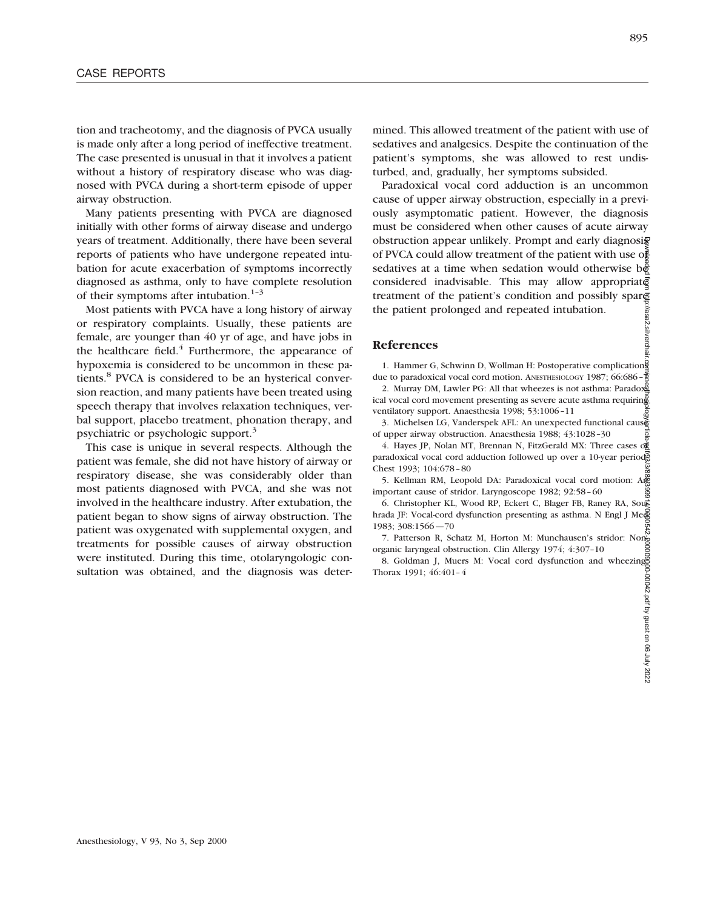tion and tracheotomy, and the diagnosis of PVCA usually is made only after a long period of ineffective treatment. The case presented is unusual in that it involves a patient without a history of respiratory disease who was diagnosed with PVCA during a short-term episode of upper airway obstruction.

Many patients presenting with PVCA are diagnosed initially with other forms of airway disease and undergo years of treatment. Additionally, there have been several reports of patients who have undergone repeated intubation for acute exacerbation of symptoms incorrectly diagnosed as asthma, only to have complete resolution of their symptoms after intubation.[1–3]

Most patients with PVCA have a long history of airway or respiratory complaints. Usually, these patients are female, are younger than 40 yr of age, and have jobs in the healthcare field.[4] Furthermore, the appearance of hypoxemia is considered to be uncommon in these patients.[8] PVCA is considered to be an hysterical conversion reaction, and many patients have been treated using speech therapy that involves relaxation techniques, verbal support, placebo treatment, phonation therapy, and psychiatric or psychologic support.[3]

This case is unique in several respects. Although the patient was female, she did not have history of airway or respiratory disease, she was considerably older than most patients diagnosed with PVCA, and she was not involved in the healthcare industry. After extubation, the patient began to show signs of airway obstruction. The patient was oxygenated with supplemental oxygen, and treatments for possible causes of airway obstruction were instituted. During this time, otolaryngologic consultation was obtained, and the diagnosis was determined. This allowed treatment of the patient with use of sedatives and analgesics. Despite the continuation of the patient's symptoms, she was allowed to rest undisturbed, and, gradually, her symptoms subsided.

Paradoxical vocal cord adduction is an uncommon cause of upper airway obstruction, especially in a previously asymptomatic patient. However, the diagnosis must be considered when other causes of acute airway obstruction appear unlikely. Prompt and early diagnosis of PVCA could allow treatment of the patient with use of sedatives at a time when sedation would otherwise be considered inadvisable. This may allow appropriate treatment of the patient's condition and possibly spare the patient prolonged and repeated intubation.

## References

1. Hammer G, Schwinn D, Wollman H: Postoperative complications due to paradoxical vocal cord motion. ANESTHESIOLOGY 1987; 66:686–7
2. Murray DM, Lawler PG: All that wheezes is not asthma: Paradoxical vocal cord movement presenting as severe acute asthma requiring ventilatory support. Anaesthesia 1998; 53:1006–11
3. Michelsen LG, Vanderspek AFL: An unexpected functional cause of upper airway obstruction. Anaesthesia 1988; 43:1028–30
4. Hayes JP, Nolan MT, Brennan N, FitzGerald MX: Three cases of paradoxical vocal cord adduction followed up over a 10-year period. Chest 1993; 104:678–80
5. Kellman RM, Leopold DA: Paradoxical vocal cord motion: An important cause of stridor. Laryngoscope 1982; 92:58–60
6. Christopher KL, Wood RP, Eckert C, Blager FB, Raney RA, Souhrada JF: Vocal-cord dysfunction presenting as asthma. N Engl J Med 1983; 308:1566—70
7. Patterson R, Schatz M, Horton M: Munchausen's stridor: Nonorganic laryngeal obstruction. Clin Allergy 1974; 4:307–10
8. Goldman J, Muers M: Vocal cord dysfunction and wheezing. Thorax 1991; 46:401–4